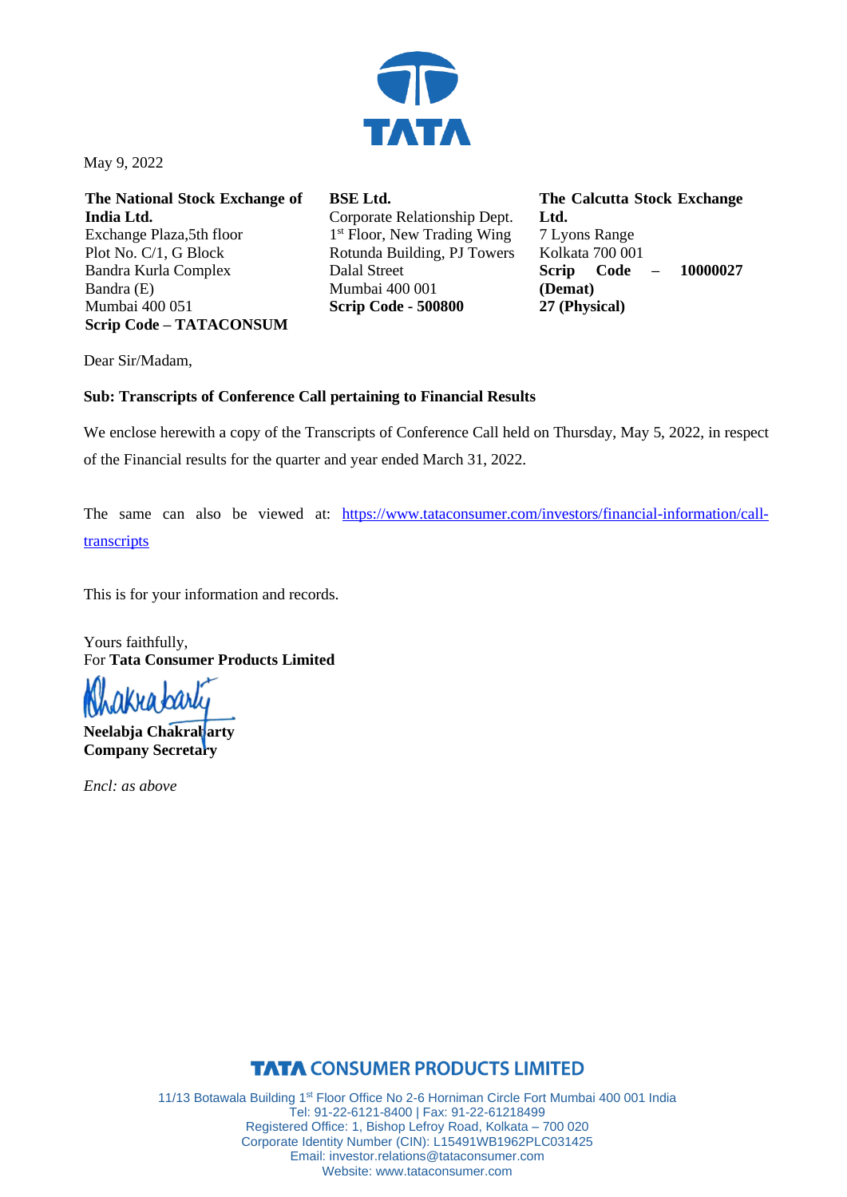TATA

May 9, 2022

**The National Stock Exchange of India Ltd.**
Exchange Plaza,5th floor
Plot No. C/1, G Block
Bandra Kurla Complex
Bandra (E)
Mumbai 400 051
**Scrip Code – TATACONSUM**

**BSE Ltd.**
Corporate Relationship Dept.
1st Floor, New Trading Wing
Rotunda Building, PJ Towers
Dalal Street
Mumbai 400 001
**Scrip Code - 500800**

**The Calcutta Stock Exchange Ltd.**
7 Lyons Range
Kolkata 700 001
**Scrip Code – 10000027 (Demat)**
**27 (Physical)**

Dear Sir/Madam,

**Sub: Transcripts of Conference Call pertaining to Financial Results**

We enclose herewith a copy of the Transcripts of Conference Call held on Thursday, May 5, 2022, in respect of the Financial results for the quarter and year ended March 31, 2022.

The same can also be viewed at: [https://www.tataconsumer.com/investors/financial-information/call-transcripts](https://www.tataconsumer.com/investors/financial-information/call-transcripts)

This is for your information and records.

Yours faithfully,
For **Tata Consumer Products Limited**

**Neelabja Chakrabarty**
**Company Secretary**

*Encl: as above*

**TATA CONSUMER PRODUCTS LIMITED**

11/13 Botawala Building 1st Floor Office No 2-6 Horniman Circle Fort Mumbai 400 001 India
Tel: 91-22-6121-8400 | Fax: 91-22-61218499
Registered Office: 1, Bishop Lefroy Road, Kolkata – 700 020
Corporate Identity Number (CIN): L15491WB1962PLC031425
Email: investor.relations@tataconsumer.com
Website: www.tataconsumer.com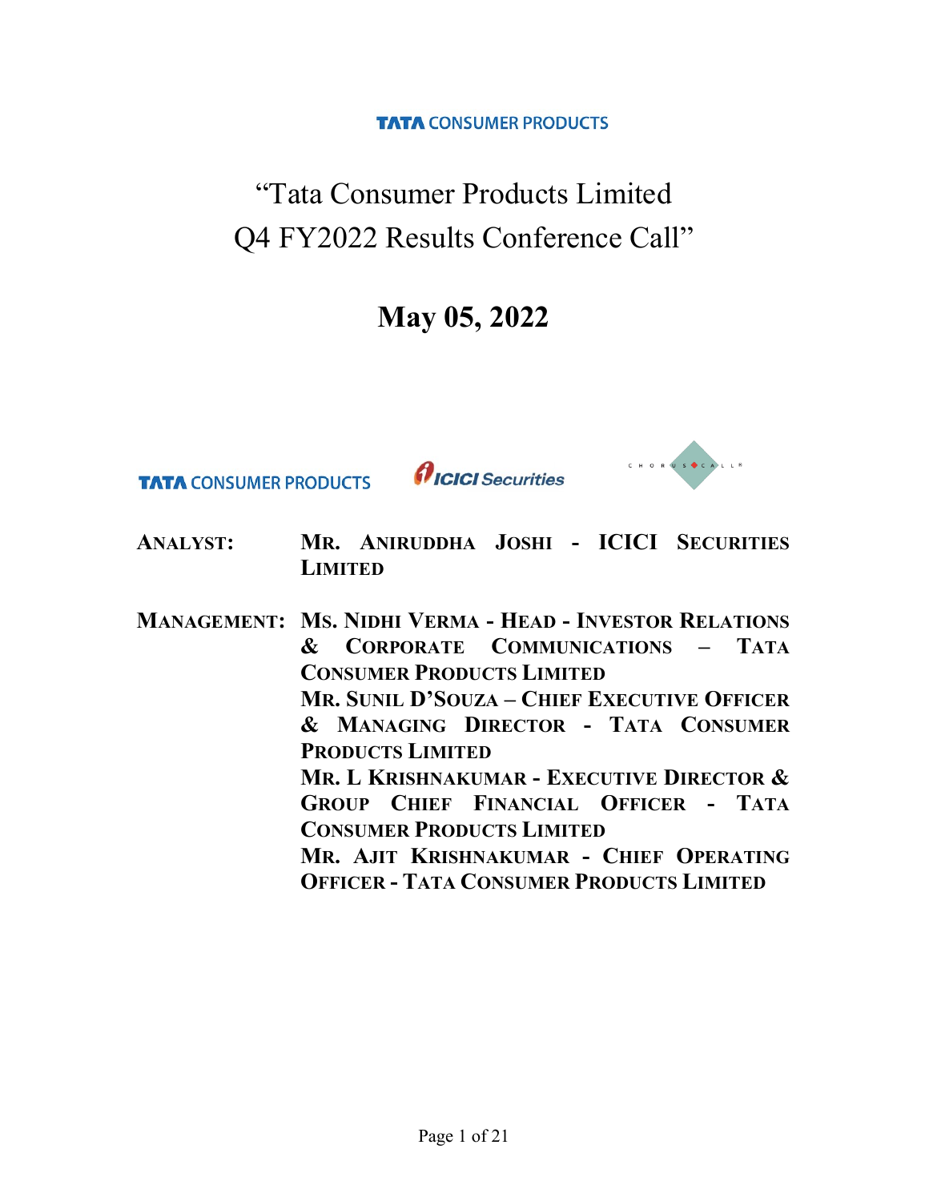TATA CONSUMER PRODUCTS

# "Tata Consumer Products Limited Q4 FY2022 Results Conference Call"

## May 05, 2022

TATA CONSUMER PRODUCTS | ICICI Securities | CHORUS CALL

**ANALYST:** MR. ANIRUDDHA JOSHI - ICICI SECURITIES LIMITED

**MANAGEMENT:** MS. NIDHI VERMA - HEAD - INVESTOR RELATIONS & CORPORATE COMMUNICATIONS – TATA CONSUMER PRODUCTS LIMITED

MR. SUNIL D'SOUZA – CHIEF EXECUTIVE OFFICER & MANAGING DIRECTOR - TATA CONSUMER PRODUCTS LIMITED

MR. L KRISHNAKUMAR - EXECUTIVE DIRECTOR & GROUP CHIEF FINANCIAL OFFICER - TATA CONSUMER PRODUCTS LIMITED

MR. AJIT KRISHNAKUMAR - CHIEF OPERATING OFFICER - TATA CONSUMER PRODUCTS LIMITED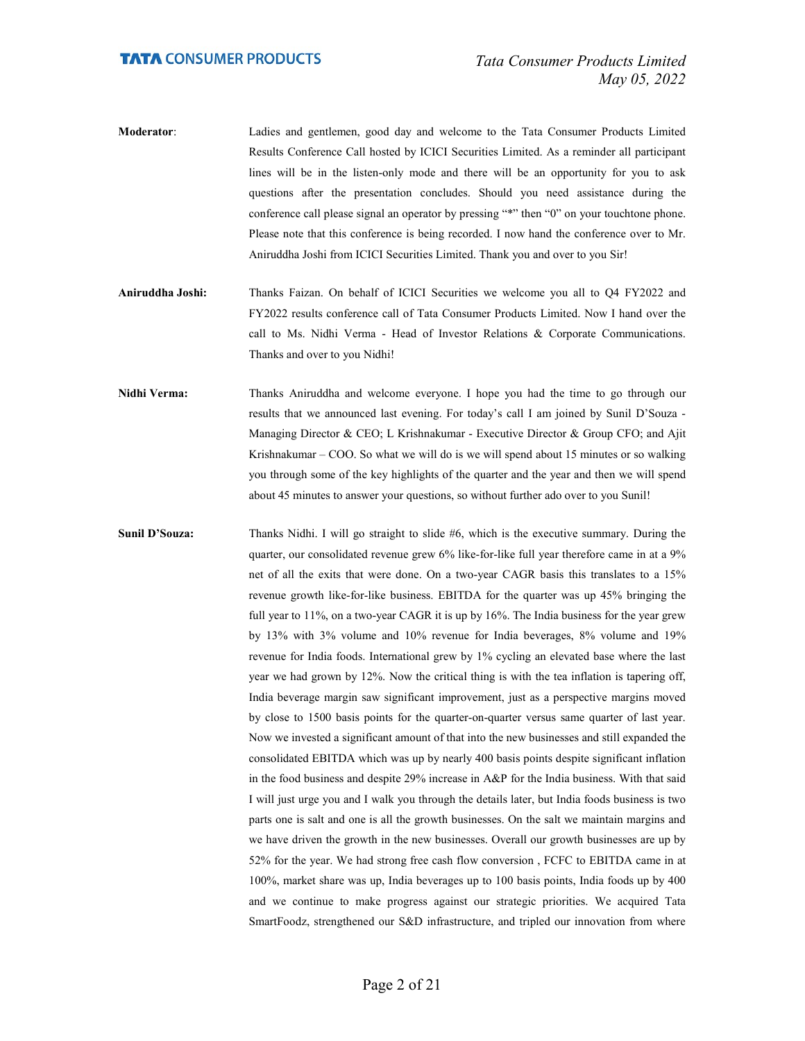**Moderator**: Ladies and gentlemen, good day and welcome to the Tata Consumer Products Limited Results Conference Call hosted by ICICI Securities Limited. As a reminder all participant lines will be in the listen-only mode and there will be an opportunity for you to ask questions after the presentation concludes. Should you need assistance during the conference call please signal an operator by pressing "*" then "0" on your touchtone phone. Please note that this conference is being recorded. I now hand the conference over to Mr. Aniruddha Joshi from ICICI Securities Limited. Thank you and over to you Sir!

**Aniruddha Joshi:** Thanks Faizan. On behalf of ICICI Securities we welcome you all to Q4 FY2022 and FY2022 results conference call of Tata Consumer Products Limited. Now I hand over the call to Ms. Nidhi Verma - Head of Investor Relations & Corporate Communications. Thanks and over to you Nidhi!

**Nidhi Verma:** Thanks Aniruddha and welcome everyone. I hope you had the time to go through our results that we announced last evening. For today's call I am joined by Sunil D'Souza - Managing Director & CEO; L Krishnakumar - Executive Director & Group CFO; and Ajit Krishnakumar – COO. So what we will do is we will spend about 15 minutes or so walking you through some of the key highlights of the quarter and the year and then we will spend about 45 minutes to answer your questions, so without further ado over to you Sunil!

**Sunil D'Souza:** Thanks Nidhi. I will go straight to slide #6, which is the executive summary. During the quarter, our consolidated revenue grew 6% like-for-like full year therefore came in at a 9% net of all the exits that were done. On a two-year CAGR basis this translates to a 15% revenue growth like-for-like business. EBITDA for the quarter was up 45% bringing the full year to 11%, on a two-year CAGR it is up by 16%. The India business for the year grew by 13% with 3% volume and 10% revenue for India beverages, 8% volume and 19% revenue for India foods. International grew by 1% cycling an elevated base where the last year we had grown by 12%. Now the critical thing is with the tea inflation is tapering off, India beverage margin saw significant improvement, just as a perspective margins moved by close to 1500 basis points for the quarter-on-quarter versus same quarter of last year. Now we invested a significant amount of that into the new businesses and still expanded the consolidated EBITDA which was up by nearly 400 basis points despite significant inflation in the food business and despite 29% increase in A&P for the India business. With that said I will just urge you and I walk you through the details later, but India foods business is two parts one is salt and one is all the growth businesses. On the salt we maintain margins and we have driven the growth in the new businesses. Overall our growth businesses are up by 52% for the year. We had strong free cash flow conversion , FCFC to EBITDA came in at 100%, market share was up, India beverages up to 100 basis points, India foods up by 400 and we continue to make progress against our strategic priorities. We acquired Tata SmartFoodz, strengthened our S&D infrastructure, and tripled our innovation from where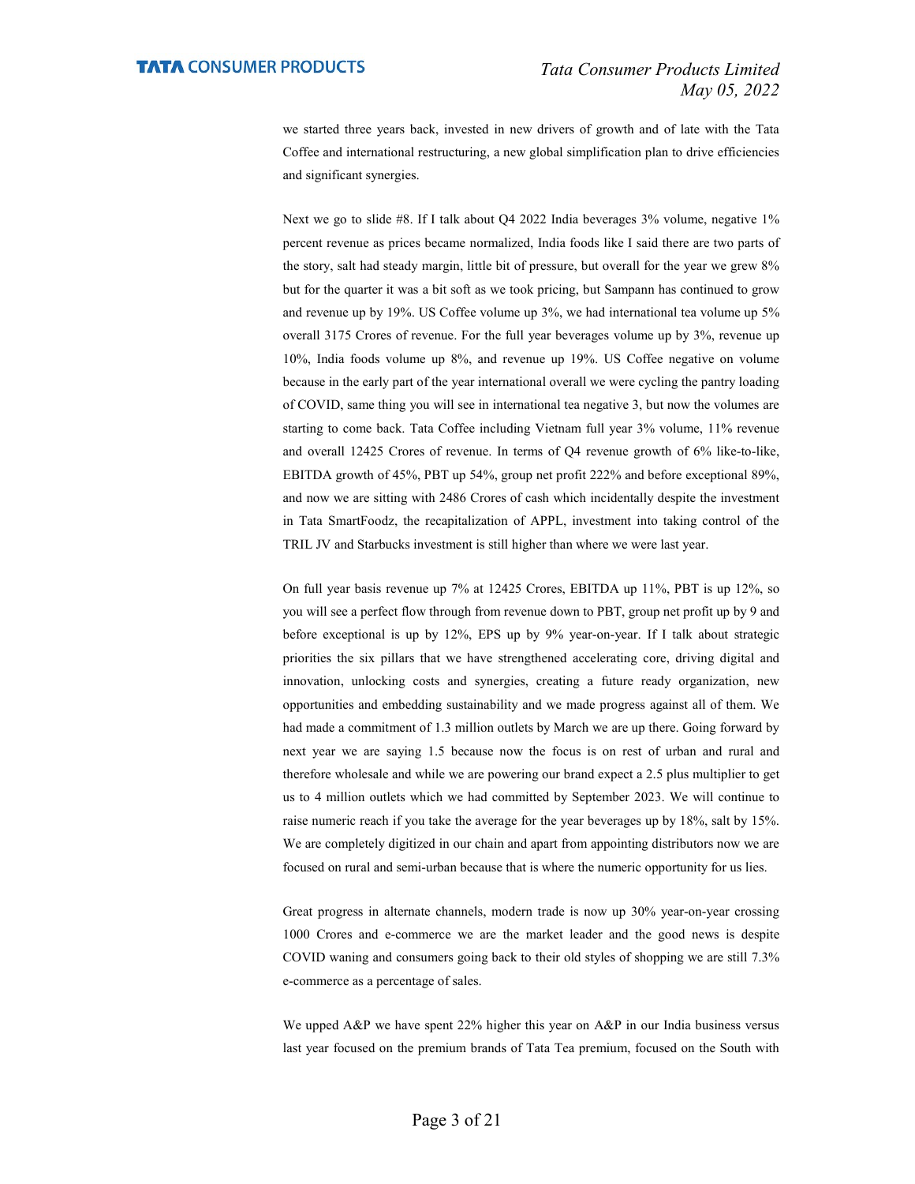we started three years back, invested in new drivers of growth and of late with the Tata Coffee and international restructuring, a new global simplification plan to drive efficiencies and significant synergies.

Next we go to slide #8. If I talk about Q4 2022 India beverages 3% volume, negative 1% percent revenue as prices became normalized, India foods like I said there are two parts of the story, salt had steady margin, little bit of pressure, but overall for the year we grew 8% but for the quarter it was a bit soft as we took pricing, but Sampann has continued to grow and revenue up by 19%. US Coffee volume up 3%, we had international tea volume up 5% overall 3175 Crores of revenue. For the full year beverages volume up by 3%, revenue up 10%, India foods volume up 8%, and revenue up 19%. US Coffee negative on volume because in the early part of the year international overall we were cycling the pantry loading of COVID, same thing you will see in international tea negative 3, but now the volumes are starting to come back. Tata Coffee including Vietnam full year 3% volume, 11% revenue and overall 12425 Crores of revenue. In terms of Q4 revenue growth of 6% like-to-like, EBITDA growth of 45%, PBT up 54%, group net profit 222% and before exceptional 89%, and now we are sitting with 2486 Crores of cash which incidentally despite the investment in Tata SmartFoodz, the recapitalization of APPL, investment into taking control of the TRIL JV and Starbucks investment is still higher than where we were last year.

On full year basis revenue up 7% at 12425 Crores, EBITDA up 11%, PBT is up 12%, so you will see a perfect flow through from revenue down to PBT, group net profit up by 9 and before exceptional is up by 12%, EPS up by 9% year-on-year. If I talk about strategic priorities the six pillars that we have strengthened accelerating core, driving digital and innovation, unlocking costs and synergies, creating a future ready organization, new opportunities and embedding sustainability and we made progress against all of them. We had made a commitment of 1.3 million outlets by March we are up there. Going forward by next year we are saying 1.5 because now the focus is on rest of urban and rural and therefore wholesale and while we are powering our brand expect a 2.5 plus multiplier to get us to 4 million outlets which we had committed by September 2023. We will continue to raise numeric reach if you take the average for the year beverages up by 18%, salt by 15%. We are completely digitized in our chain and apart from appointing distributors now we are focused on rural and semi-urban because that is where the numeric opportunity for us lies.

Great progress in alternate channels, modern trade is now up 30% year-on-year crossing 1000 Crores and e-commerce we are the market leader and the good news is despite COVID waning and consumers going back to their old styles of shopping we are still 7.3% e-commerce as a percentage of sales.

We upped A&P we have spent 22% higher this year on A&P in our India business versus last year focused on the premium brands of Tata Tea premium, focused on the South with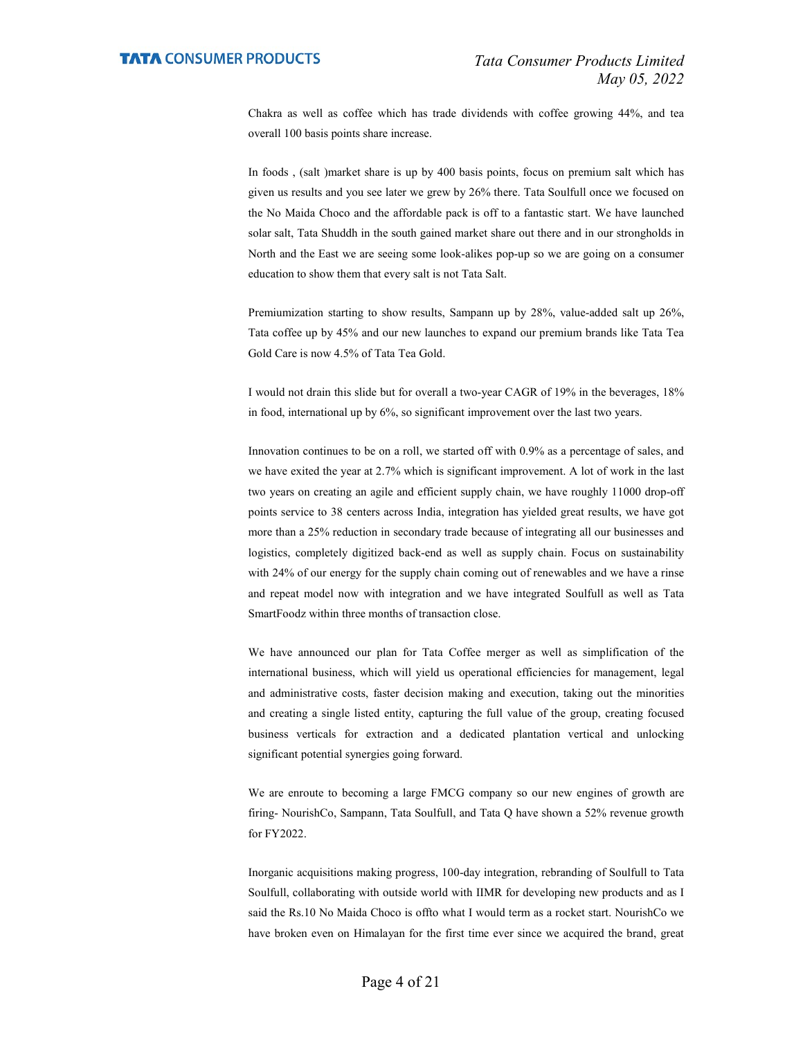Chakra as well as coffee which has trade dividends with coffee growing 44%, and tea overall 100 basis points share increase.

In foods , (salt )market share is up by 400 basis points, focus on premium salt which has given us results and you see later we grew by 26% there. Tata Soulfull once we focused on the No Maida Choco and the affordable pack is off to a fantastic start. We have launched solar salt, Tata Shuddh in the south gained market share out there and in our strongholds in North and the East we are seeing some look-alikes pop-up so we are going on a consumer education to show them that every salt is not Tata Salt.

Premiumization starting to show results, Sampann up by 28%, value-added salt up 26%, Tata coffee up by 45% and our new launches to expand our premium brands like Tata Tea Gold Care is now 4.5% of Tata Tea Gold.

I would not drain this slide but for overall a two-year CAGR of 19% in the beverages, 18% in food, international up by 6%, so significant improvement over the last two years.

Innovation continues to be on a roll, we started off with 0.9% as a percentage of sales, and we have exited the year at 2.7% which is significant improvement. A lot of work in the last two years on creating an agile and efficient supply chain, we have roughly 11000 drop-off points service to 38 centers across India, integration has yielded great results, we have got more than a 25% reduction in secondary trade because of integrating all our businesses and logistics, completely digitized back-end as well as supply chain. Focus on sustainability with 24% of our energy for the supply chain coming out of renewables and we have a rinse and repeat model now with integration and we have integrated Soulfull as well as Tata SmartFoodz within three months of transaction close.

We have announced our plan for Tata Coffee merger as well as simplification of the international business, which will yield us operational efficiencies for management, legal and administrative costs, faster decision making and execution, taking out the minorities and creating a single listed entity, capturing the full value of the group, creating focused business verticals for extraction and a dedicated plantation vertical and unlocking significant potential synergies going forward.

We are enroute to becoming a large FMCG company so our new engines of growth are firing- NourishCo, Sampann, Tata Soulfull, and Tata Q have shown a 52% revenue growth for FY2022.

Inorganic acquisitions making progress, 100-day integration, rebranding of Soulfull to Tata Soulfull, collaborating with outside world with IIMR for developing new products and as I said the Rs.10 No Maida Choco is offto what I would term as a rocket start. NourishCo we have broken even on Himalayan for the first time ever since we acquired the brand, great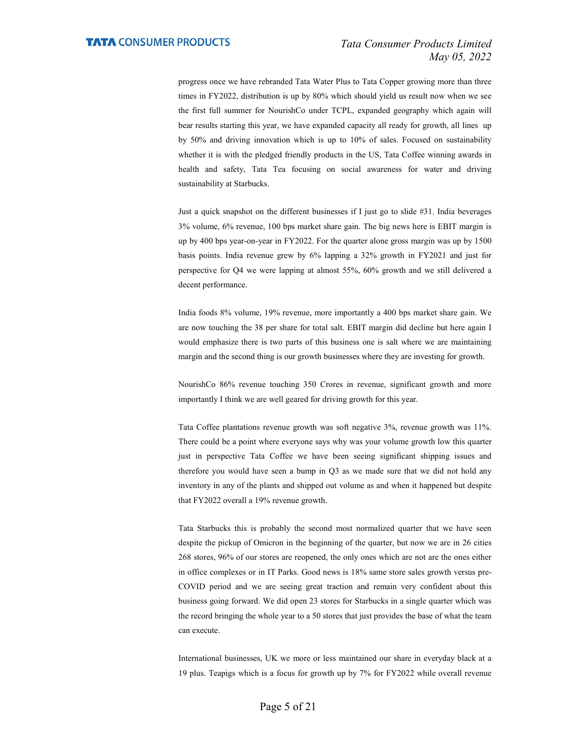progress once we have rebranded Tata Water Plus to Tata Copper growing more than three times in FY2022, distribution is up by 80% which should yield us result now when we see the first full summer for NourishCo under TCPL, expanded geography which again will bear results starting this year, we have expanded capacity all ready for growth, all lines up by 50% and driving innovation which is up to 10% of sales. Focused on sustainability whether it is with the pledged friendly products in the US, Tata Coffee winning awards in health and safety, Tata Tea focusing on social awareness for water and driving sustainability at Starbucks.

Just a quick snapshot on the different businesses if I just go to slide #31. India beverages 3% volume, 6% revenue, 100 bps market share gain. The big news here is EBIT margin is up by 400 bps year-on-year in FY2022. For the quarter alone gross margin was up by 1500 basis points. India revenue grew by 6% lapping a 32% growth in FY2021 and just for perspective for Q4 we were lapping at almost 55%, 60% growth and we still delivered a decent performance.

India foods 8% volume, 19% revenue, more importantly a 400 bps market share gain. We are now touching the 38 per share for total salt. EBIT margin did decline but here again I would emphasize there is two parts of this business one is salt where we are maintaining margin and the second thing is our growth businesses where they are investing for growth.

NourishCo 86% revenue touching 350 Crores in revenue, significant growth and more importantly I think we are well geared for driving growth for this year.

Tata Coffee plantations revenue growth was soft negative 3%, revenue growth was 11%. There could be a point where everyone says why was your volume growth low this quarter just in perspective Tata Coffee we have been seeing significant shipping issues and therefore you would have seen a bump in Q3 as we made sure that we did not hold any inventory in any of the plants and shipped out volume as and when it happened but despite that FY2022 overall a 19% revenue growth.

Tata Starbucks this is probably the second most normalized quarter that we have seen despite the pickup of Omicron in the beginning of the quarter, but now we are in 26 cities 268 stores, 96% of our stores are reopened, the only ones which are not are the ones either in office complexes or in IT Parks. Good news is 18% same store sales growth versus pre-COVID period and we are seeing great traction and remain very confident about this business going forward. We did open 23 stores for Starbucks in a single quarter which was the record bringing the whole year to a 50 stores that just provides the base of what the team can execute.

International businesses, UK we more or less maintained our share in everyday black at a 19 plus. Teapigs which is a focus for growth up by 7% for FY2022 while overall revenue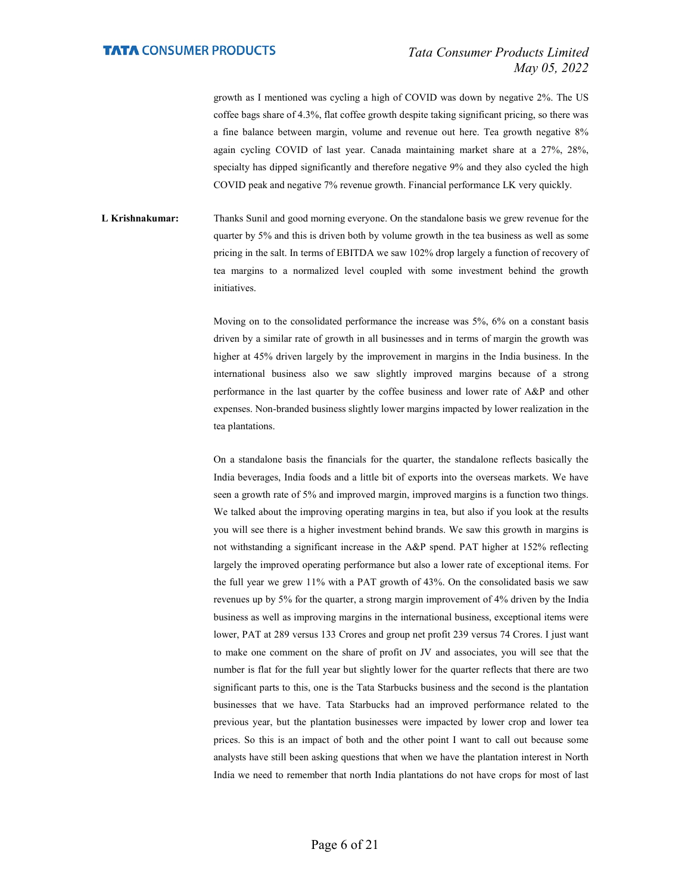growth as I mentioned was cycling a high of COVID was down by negative 2%. The US coffee bags share of 4.3%, flat coffee growth despite taking significant pricing, so there was a fine balance between margin, volume and revenue out here. Tea growth negative 8% again cycling COVID of last year. Canada maintaining market share at a 27%, 28%, specialty has dipped significantly and therefore negative 9% and they also cycled the high COVID peak and negative 7% revenue growth. Financial performance LK very quickly.

**L Krishnakumar:** Thanks Sunil and good morning everyone. On the standalone basis we grew revenue for the quarter by 5% and this is driven both by volume growth in the tea business as well as some pricing in the salt. In terms of EBITDA we saw 102% drop largely a function of recovery of tea margins to a normalized level coupled with some investment behind the growth initiatives.

Moving on to the consolidated performance the increase was 5%, 6% on a constant basis driven by a similar rate of growth in all businesses and in terms of margin the growth was higher at 45% driven largely by the improvement in margins in the India business. In the international business also we saw slightly improved margins because of a strong performance in the last quarter by the coffee business and lower rate of A&P and other expenses. Non-branded business slightly lower margins impacted by lower realization in the tea plantations.

On a standalone basis the financials for the quarter, the standalone reflects basically the India beverages, India foods and a little bit of exports into the overseas markets. We have seen a growth rate of 5% and improved margin, improved margins is a function two things. We talked about the improving operating margins in tea, but also if you look at the results you will see there is a higher investment behind brands. We saw this growth in margins is not withstanding a significant increase in the A&P spend. PAT higher at 152% reflecting largely the improved operating performance but also a lower rate of exceptional items. For the full year we grew 11% with a PAT growth of 43%. On the consolidated basis we saw revenues up by 5% for the quarter, a strong margin improvement of 4% driven by the India business as well as improving margins in the international business, exceptional items were lower, PAT at 289 versus 133 Crores and group net profit 239 versus 74 Crores. I just want to make one comment on the share of profit on JV and associates, you will see that the number is flat for the full year but slightly lower for the quarter reflects that there are two significant parts to this, one is the Tata Starbucks business and the second is the plantation businesses that we have. Tata Starbucks had an improved performance related to the previous year, but the plantation businesses were impacted by lower crop and lower tea prices. So this is an impact of both and the other point I want to call out because some analysts have still been asking questions that when we have the plantation interest in North India we need to remember that north India plantations do not have crops for most of last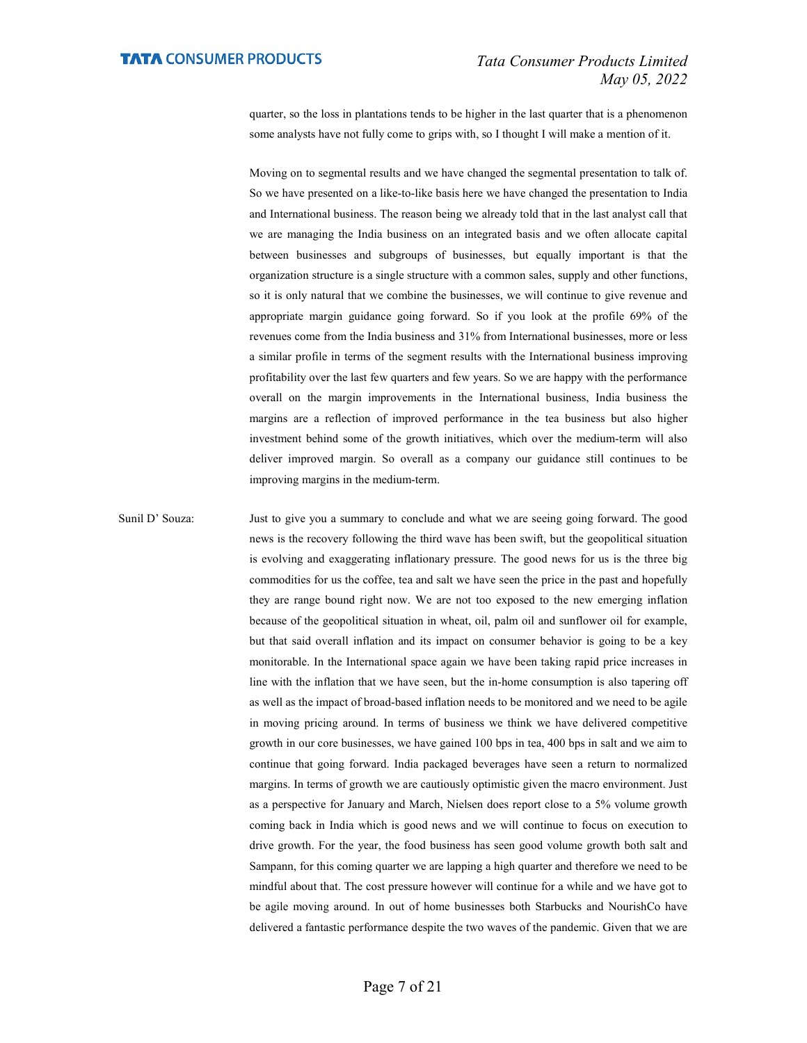quarter, so the loss in plantations tends to be higher in the last quarter that is a phenomenon some analysts have not fully come to grips with, so I thought I will make a mention of it.

Moving on to segmental results and we have changed the segmental presentation to talk of. So we have presented on a like-to-like basis here we have changed the presentation to India and International business. The reason being we already told that in the last analyst call that we are managing the India business on an integrated basis and we often allocate capital between businesses and subgroups of businesses, but equally important is that the organization structure is a single structure with a common sales, supply and other functions, so it is only natural that we combine the businesses, we will continue to give revenue and appropriate margin guidance going forward. So if you look at the profile 69% of the revenues come from the India business and 31% from International businesses, more or less a similar profile in terms of the segment results with the International business improving profitability over the last few quarters and few years. So we are happy with the performance overall on the margin improvements in the International business, India business the margins are a reflection of improved performance in the tea business but also higher investment behind some of the growth initiatives, which over the medium-term will also deliver improved margin. So overall as a company our guidance still continues to be improving margins in the medium-term.

Sunil D' Souza: Just to give you a summary to conclude and what we are seeing going forward. The good news is the recovery following the third wave has been swift, but the geopolitical situation is evolving and exaggerating inflationary pressure. The good news for us is the three big commodities for us the coffee, tea and salt we have seen the price in the past and hopefully they are range bound right now. We are not too exposed to the new emerging inflation because of the geopolitical situation in wheat, oil, palm oil and sunflower oil for example, but that said overall inflation and its impact on consumer behavior is going to be a key monitorable. In the International space again we have been taking rapid price increases in line with the inflation that we have seen, but the in-home consumption is also tapering off as well as the impact of broad-based inflation needs to be monitored and we need to be agile in moving pricing around. In terms of business we think we have delivered competitive growth in our core businesses, we have gained 100 bps in tea, 400 bps in salt and we aim to continue that going forward. India packaged beverages have seen a return to normalized margins. In terms of growth we are cautiously optimistic given the macro environment. Just as a perspective for January and March, Nielsen does report close to a 5% volume growth coming back in India which is good news and we will continue to focus on execution to drive growth. For the year, the food business has seen good volume growth both salt and Sampann, for this coming quarter we are lapping a high quarter and therefore we need to be mindful about that. The cost pressure however will continue for a while and we have got to be agile moving around. In out of home businesses both Starbucks and NourishCo have delivered a fantastic performance despite the two waves of the pandemic. Given that we are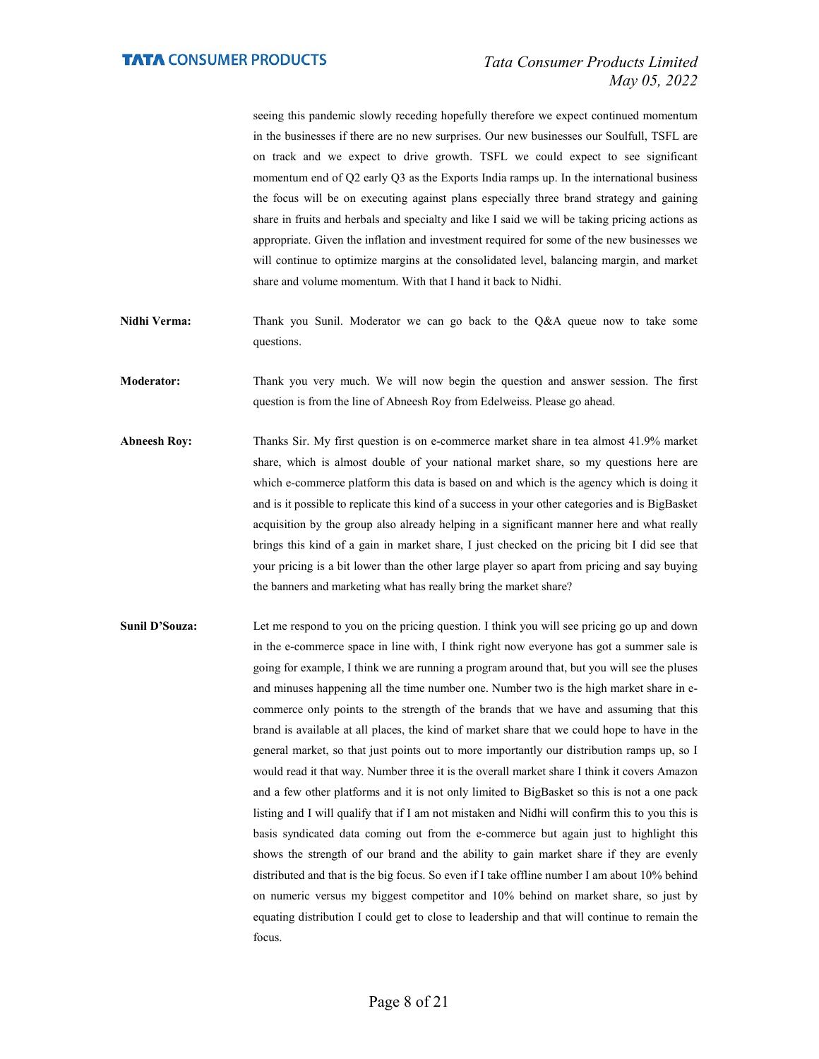seeing this pandemic slowly receding hopefully therefore we expect continued momentum in the businesses if there are no new surprises. Our new businesses our Soulfull, TSFL are on track and we expect to drive growth. TSFL we could expect to see significant momentum end of Q2 early Q3 as the Exports India ramps up. In the international business the focus will be on executing against plans especially three brand strategy and gaining share in fruits and herbals and specialty and like I said we will be taking pricing actions as appropriate. Given the inflation and investment required for some of the new businesses we will continue to optimize margins at the consolidated level, balancing margin, and market share and volume momentum. With that I hand it back to Nidhi.

**Nidhi Verma:** Thank you Sunil. Moderator we can go back to the Q&A queue now to take some questions.

**Moderator:** Thank you very much. We will now begin the question and answer session. The first question is from the line of Abneesh Roy from Edelweiss. Please go ahead.

**Abneesh Roy:** Thanks Sir. My first question is on e-commerce market share in tea almost 41.9% market share, which is almost double of your national market share, so my questions here are which e-commerce platform this data is based on and which is the agency which is doing it and is it possible to replicate this kind of a success in your other categories and is BigBasket acquisition by the group also already helping in a significant manner here and what really brings this kind of a gain in market share, I just checked on the pricing bit I did see that your pricing is a bit lower than the other large player so apart from pricing and say buying the banners and marketing what has really bring the market share?

**Sunil D'Souza:** Let me respond to you on the pricing question. I think you will see pricing go up and down in the e-commerce space in line with, I think right now everyone has got a summer sale is going for example, I think we are running a program around that, but you will see the pluses and minuses happening all the time number one. Number two is the high market share in e-commerce only points to the strength of the brands that we have and assuming that this brand is available at all places, the kind of market share that we could hope to have in the general market, so that just points out to more importantly our distribution ramps up, so I would read it that way. Number three it is the overall market share I think it covers Amazon and a few other platforms and it is not only limited to BigBasket so this is not a one pack listing and I will qualify that if I am not mistaken and Nidhi will confirm this to you this is basis syndicated data coming out from the e-commerce but again just to highlight this shows the strength of our brand and the ability to gain market share if they are evenly distributed and that is the big focus. So even if I take offline number I am about 10% behind on numeric versus my biggest competitor and 10% behind on market share, so just by equating distribution I could get to close to leadership and that will continue to remain the focus.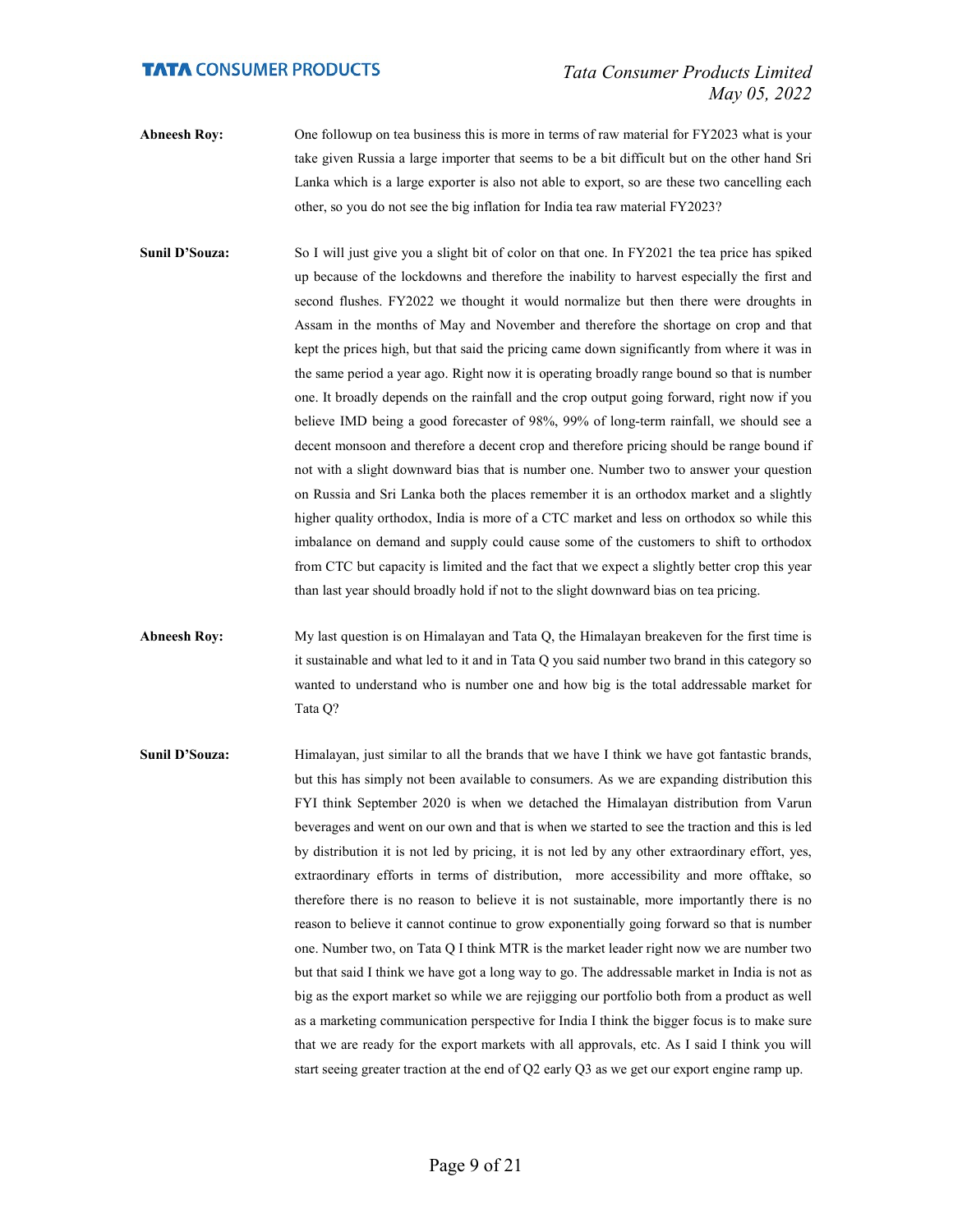**Abneesh Roy:** One followup on tea business this is more in terms of raw material for FY2023 what is your take given Russia a large importer that seems to be a bit difficult but on the other hand Sri Lanka which is a large exporter is also not able to export, so are these two cancelling each other, so you do not see the big inflation for India tea raw material FY2023?

**Sunil D'Souza:** So I will just give you a slight bit of color on that one. In FY2021 the tea price has spiked up because of the lockdowns and therefore the inability to harvest especially the first and second flushes. FY2022 we thought it would normalize but then there were droughts in Assam in the months of May and November and therefore the shortage on crop and that kept the prices high, but that said the pricing came down significantly from where it was in the same period a year ago. Right now it is operating broadly range bound so that is number one. It broadly depends on the rainfall and the crop output going forward, right now if you believe IMD being a good forecaster of 98%, 99% of long-term rainfall, we should see a decent monsoon and therefore a decent crop and therefore pricing should be range bound if not with a slight downward bias that is number one. Number two to answer your question on Russia and Sri Lanka both the places remember it is an orthodox market and a slightly higher quality orthodox, India is more of a CTC market and less on orthodox so while this imbalance on demand and supply could cause some of the customers to shift to orthodox from CTC but capacity is limited and the fact that we expect a slightly better crop this year than last year should broadly hold if not to the slight downward bias on tea pricing.

**Abneesh Roy:** My last question is on Himalayan and Tata Q, the Himalayan breakeven for the first time is it sustainable and what led to it and in Tata Q you said number two brand in this category so wanted to understand who is number one and how big is the total addressable market for Tata Q?

**Sunil D'Souza:** Himalayan, just similar to all the brands that we have I think we have got fantastic brands, but this has simply not been available to consumers. As we are expanding distribution this FYI think September 2020 is when we detached the Himalayan distribution from Varun beverages and went on our own and that is when we started to see the traction and this is led by distribution it is not led by pricing, it is not led by any other extraordinary effort, yes, extraordinary efforts in terms of distribution, more accessibility and more offtake, so therefore there is no reason to believe it is not sustainable, more importantly there is no reason to believe it cannot continue to grow exponentially going forward so that is number one. Number two, on Tata Q I think MTR is the market leader right now we are number two but that said I think we have got a long way to go. The addressable market in India is not as big as the export market so while we are rejigging our portfolio both from a product as well as a marketing communication perspective for India I think the bigger focus is to make sure that we are ready for the export markets with all approvals, etc. As I said I think you will start seeing greater traction at the end of Q2 early Q3 as we get our export engine ramp up.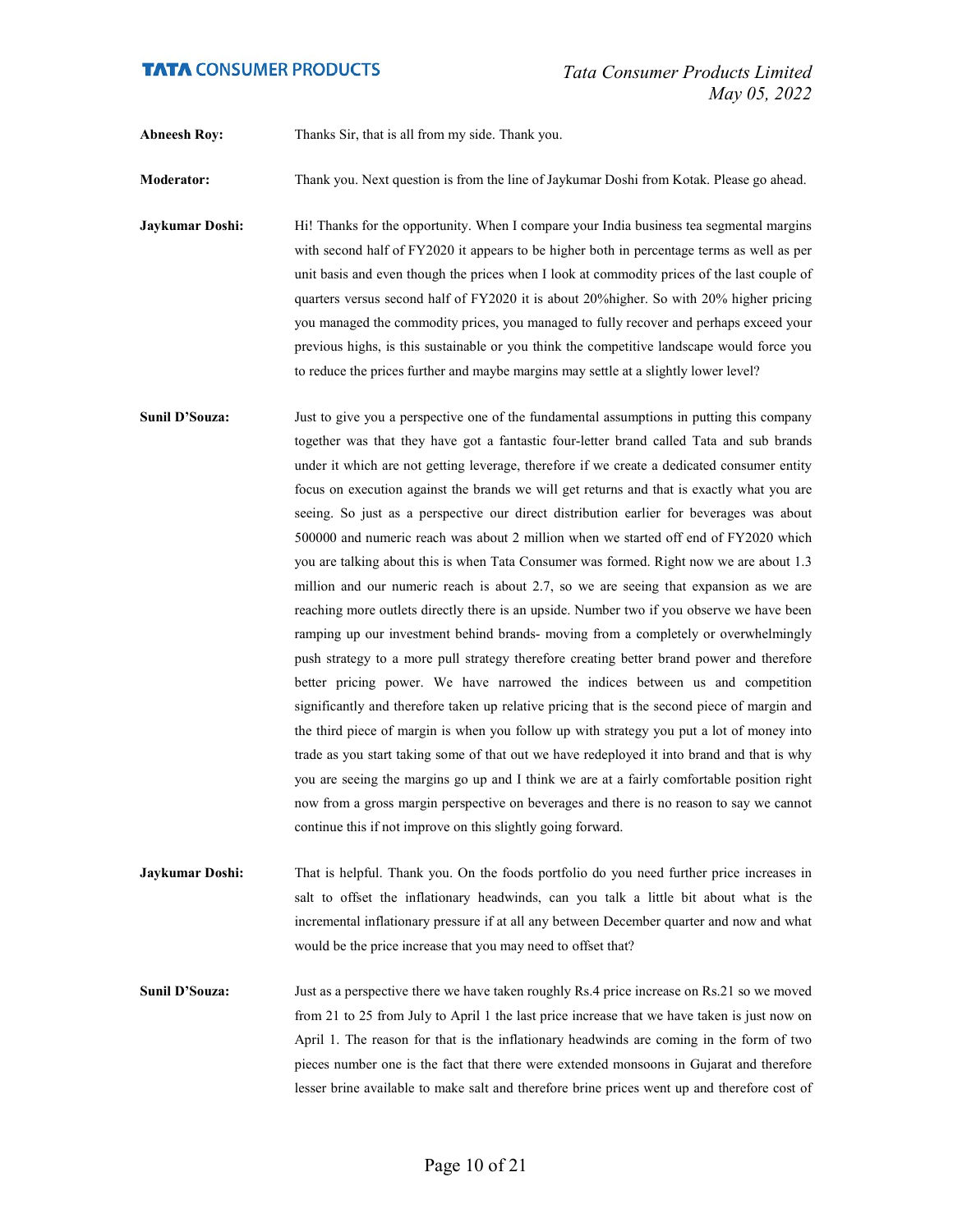**Abneesh Roy:** Thanks Sir, that is all from my side. Thank you.

**Moderator:** Thank you. Next question is from the line of Jaykumar Doshi from Kotak. Please go ahead.

**Jaykumar Doshi:** Hi! Thanks for the opportunity. When I compare your India business tea segmental margins with second half of FY2020 it appears to be higher both in percentage terms as well as per unit basis and even though the prices when I look at commodity prices of the last couple of quarters versus second half of FY2020 it is about 20%higher. So with 20% higher pricing you managed the commodity prices, you managed to fully recover and perhaps exceed your previous highs, is this sustainable or you think the competitive landscape would force you to reduce the prices further and maybe margins may settle at a slightly lower level?

**Sunil D'Souza:** Just to give you a perspective one of the fundamental assumptions in putting this company together was that they have got a fantastic four-letter brand called Tata and sub brands under it which are not getting leverage, therefore if we create a dedicated consumer entity focus on execution against the brands we will get returns and that is exactly what you are seeing. So just as a perspective our direct distribution earlier for beverages was about 500000 and numeric reach was about 2 million when we started off end of FY2020 which you are talking about this is when Tata Consumer was formed. Right now we are about 1.3 million and our numeric reach is about 2.7, so we are seeing that expansion as we are reaching more outlets directly there is an upside. Number two if you observe we have been ramping up our investment behind brands- moving from a completely or overwhelmingly push strategy to a more pull strategy therefore creating better brand power and therefore better pricing power. We have narrowed the indices between us and competition significantly and therefore taken up relative pricing that is the second piece of margin and the third piece of margin is when you follow up with strategy you put a lot of money into trade as you start taking some of that out we have redeployed it into brand and that is why you are seeing the margins go up and I think we are at a fairly comfortable position right now from a gross margin perspective on beverages and there is no reason to say we cannot continue this if not improve on this slightly going forward.

**Jaykumar Doshi:** That is helpful. Thank you. On the foods portfolio do you need further price increases in salt to offset the inflationary headwinds, can you talk a little bit about what is the incremental inflationary pressure if at all any between December quarter and now and what would be the price increase that you may need to offset that?

**Sunil D'Souza:** Just as a perspective there we have taken roughly Rs.4 price increase on Rs.21 so we moved from 21 to 25 from July to April 1 the last price increase that we have taken is just now on April 1. The reason for that is the inflationary headwinds are coming in the form of two pieces number one is the fact that there were extended monsoons in Gujarat and therefore lesser brine available to make salt and therefore brine prices went up and therefore cost of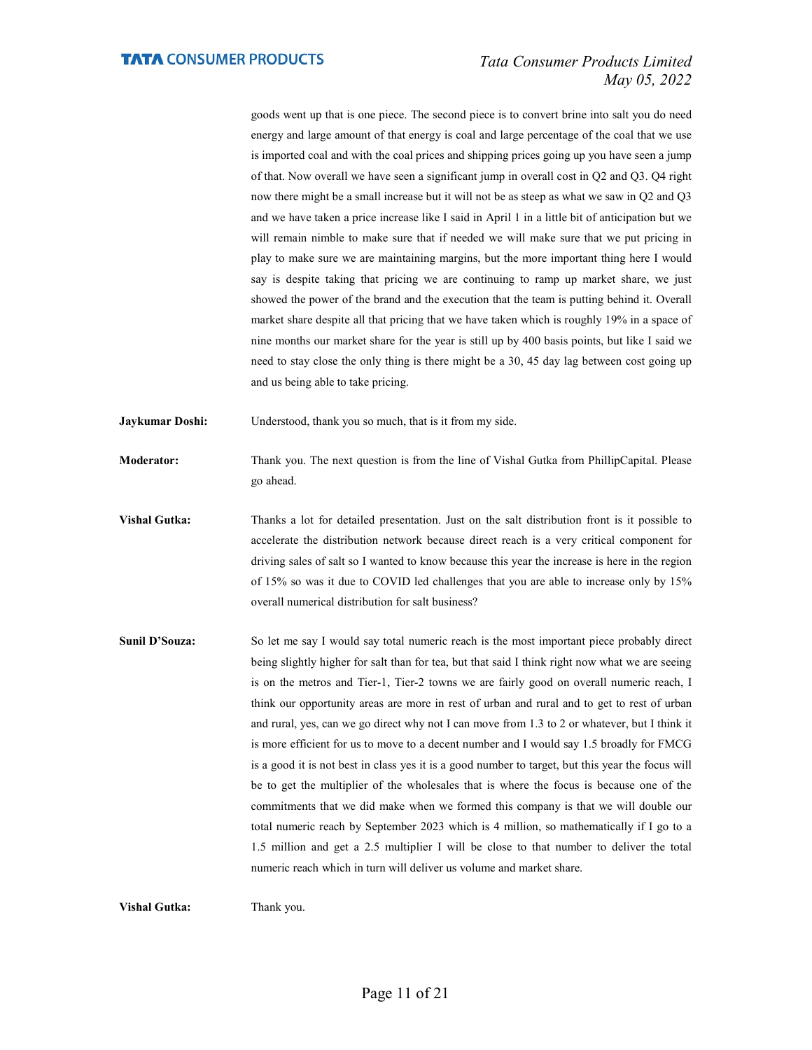goods went up that is one piece. The second piece is to convert brine into salt you do need energy and large amount of that energy is coal and large percentage of the coal that we use is imported coal and with the coal prices and shipping prices going up you have seen a jump of that. Now overall we have seen a significant jump in overall cost in Q2 and Q3. Q4 right now there might be a small increase but it will not be as steep as what we saw in Q2 and Q3 and we have taken a price increase like I said in April 1 in a little bit of anticipation but we will remain nimble to make sure that if needed we will make sure that we put pricing in play to make sure we are maintaining margins, but the more important thing here I would say is despite taking that pricing we are continuing to ramp up market share, we just showed the power of the brand and the execution that the team is putting behind it. Overall market share despite all that pricing that we have taken which is roughly 19% in a space of nine months our market share for the year is still up by 400 basis points, but like I said we need to stay close the only thing is there might be a 30, 45 day lag between cost going up and us being able to take pricing.

**Jaykumar Doshi:** Understood, thank you so much, that is it from my side.

**Moderator:** Thank you. The next question is from the line of Vishal Gutka from PhillipCapital. Please go ahead.

**Vishal Gutka:** Thanks a lot for detailed presentation. Just on the salt distribution front is it possible to accelerate the distribution network because direct reach is a very critical component for driving sales of salt so I wanted to know because this year the increase is here in the region of 15% so was it due to COVID led challenges that you are able to increase only by 15% overall numerical distribution for salt business?

**Sunil D'Souza:** So let me say I would say total numeric reach is the most important piece probably direct being slightly higher for salt than for tea, but that said I think right now what we are seeing is on the metros and Tier-1, Tier-2 towns we are fairly good on overall numeric reach, I think our opportunity areas are more in rest of urban and rural and to get to rest of urban and rural, yes, can we go direct why not I can move from 1.3 to 2 or whatever, but I think it is more efficient for us to move to a decent number and I would say 1.5 broadly for FMCG is a good it is not best in class yes it is a good number to target, but this year the focus will be to get the multiplier of the wholesales that is where the focus is because one of the commitments that we did make when we formed this company is that we will double our total numeric reach by September 2023 which is 4 million, so mathematically if I go to a 1.5 million and get a 2.5 multiplier I will be close to that number to deliver the total numeric reach which in turn will deliver us volume and market share.

**Vishal Gutka:** Thank you.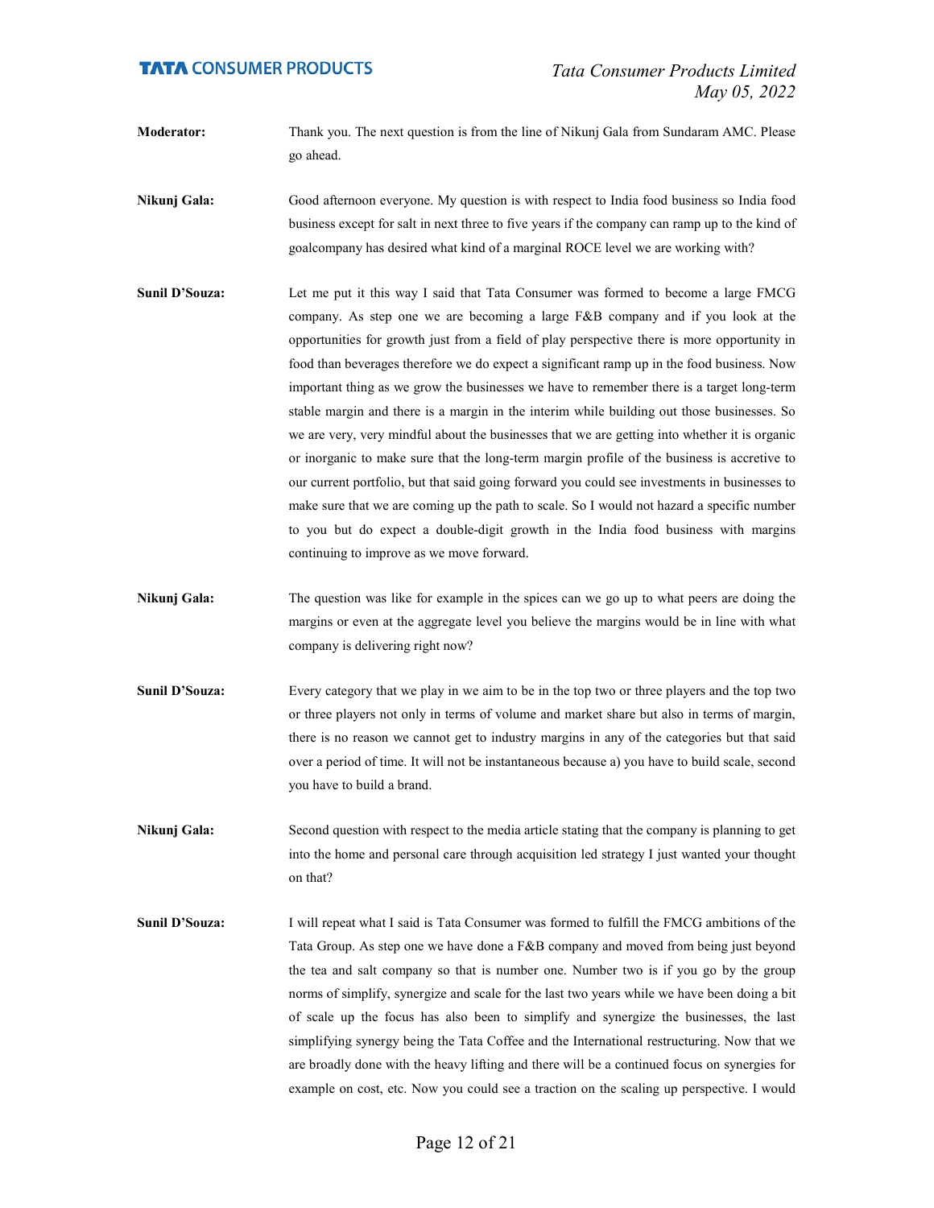**Moderator:** Thank you. The next question is from the line of Nikunj Gala from Sundaram AMC. Please go ahead.

**Nikunj Gala:** Good afternoon everyone. My question is with respect to India food business so India food business except for salt in next three to five years if the company can ramp up to the kind of goalcompany has desired what kind of a marginal ROCE level we are working with?

**Sunil D'Souza:** Let me put it this way I said that Tata Consumer was formed to become a large FMCG company. As step one we are becoming a large F&B company and if you look at the opportunities for growth just from a field of play perspective there is more opportunity in food than beverages therefore we do expect a significant ramp up in the food business. Now important thing as we grow the businesses we have to remember there is a target long-term stable margin and there is a margin in the interim while building out those businesses. So we are very, very mindful about the businesses that we are getting into whether it is organic or inorganic to make sure that the long-term margin profile of the business is accretive to our current portfolio, but that said going forward you could see investments in businesses to make sure that we are coming up the path to scale. So I would not hazard a specific number to you but do expect a double-digit growth in the India food business with margins continuing to improve as we move forward.

**Nikunj Gala:** The question was like for example in the spices can we go up to what peers are doing the margins or even at the aggregate level you believe the margins would be in line with what company is delivering right now?

**Sunil D'Souza:** Every category that we play in we aim to be in the top two or three players and the top two or three players not only in terms of volume and market share but also in terms of margin, there is no reason we cannot get to industry margins in any of the categories but that said over a period of time. It will not be instantaneous because a) you have to build scale, second you have to build a brand.

**Nikunj Gala:** Second question with respect to the media article stating that the company is planning to get into the home and personal care through acquisition led strategy I just wanted your thought on that?

**Sunil D'Souza:** I will repeat what I said is Tata Consumer was formed to fulfill the FMCG ambitions of the Tata Group. As step one we have done a F&B company and moved from being just beyond the tea and salt company so that is number one. Number two is if you go by the group norms of simplify, synergize and scale for the last two years while we have been doing a bit of scale up the focus has also been to simplify and synergize the businesses, the last simplifying synergy being the Tata Coffee and the International restructuring. Now that we are broadly done with the heavy lifting and there will be a continued focus on synergies for example on cost, etc. Now you could see a traction on the scaling up perspective. I would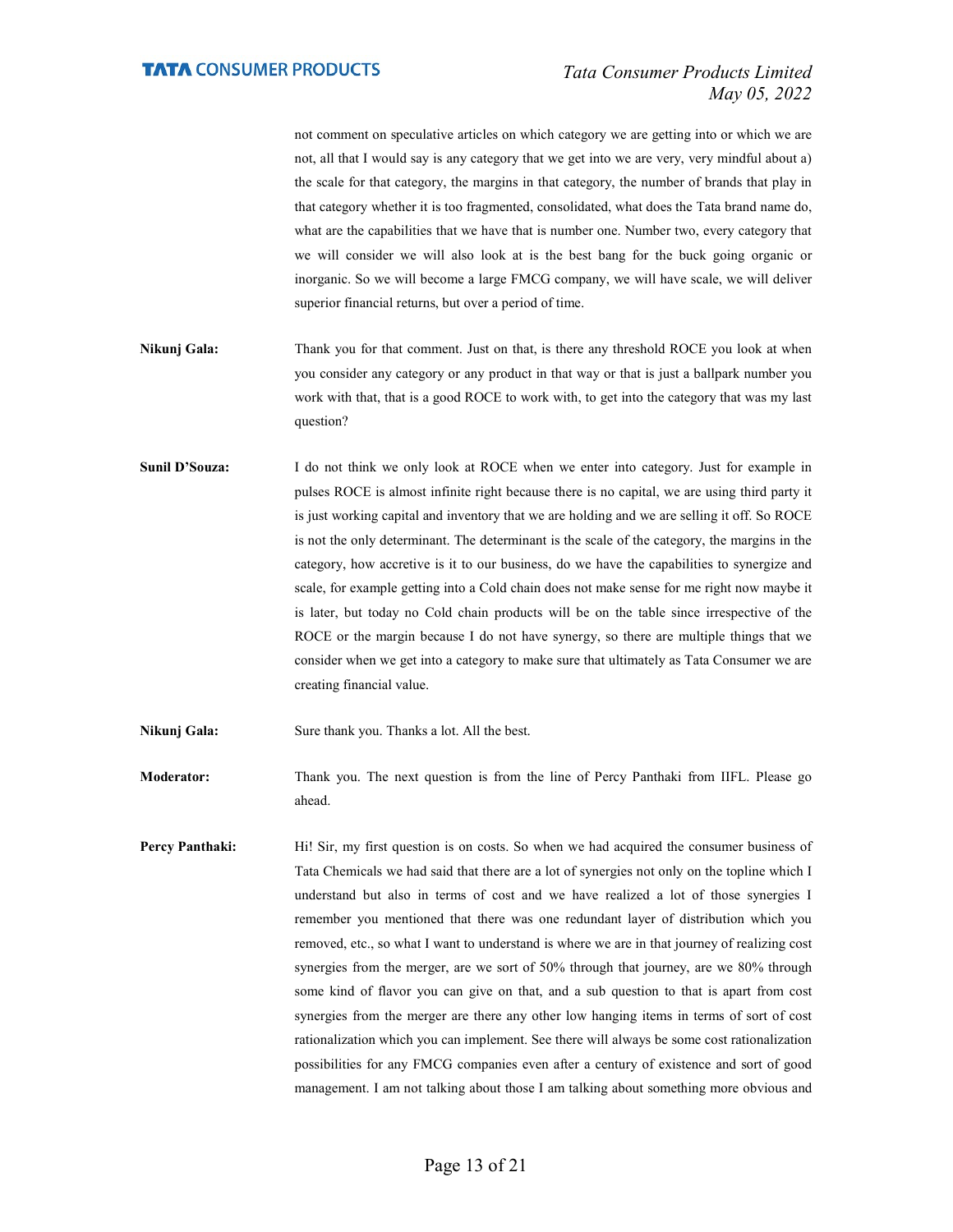not comment on speculative articles on which category we are getting into or which we are not, all that I would say is any category that we get into we are very, very mindful about a) the scale for that category, the margins in that category, the number of brands that play in that category whether it is too fragmented, consolidated, what does the Tata brand name do, what are the capabilities that we have that is number one. Number two, every category that we will consider we will also look at is the best bang for the buck going organic or inorganic. So we will become a large FMCG company, we will have scale, we will deliver superior financial returns, but over a period of time.

**Nikunj Gala:** Thank you for that comment. Just on that, is there any threshold ROCE you look at when you consider any category or any product in that way or that is just a ballpark number you work with that, that is a good ROCE to work with, to get into the category that was my last question?

**Sunil D'Souza:** I do not think we only look at ROCE when we enter into category. Just for example in pulses ROCE is almost infinite right because there is no capital, we are using third party it is just working capital and inventory that we are holding and we are selling it off. So ROCE is not the only determinant. The determinant is the scale of the category, the margins in the category, how accretive is it to our business, do we have the capabilities to synergize and scale, for example getting into a Cold chain does not make sense for me right now maybe it is later, but today no Cold chain products will be on the table since irrespective of the ROCE or the margin because I do not have synergy, so there are multiple things that we consider when we get into a category to make sure that ultimately as Tata Consumer we are creating financial value.

**Nikunj Gala:** Sure thank you. Thanks a lot. All the best.

**Moderator:** Thank you. The next question is from the line of Percy Panthaki from IIFL. Please go ahead.

**Percy Panthaki:** Hi! Sir, my first question is on costs. So when we had acquired the consumer business of Tata Chemicals we had said that there are a lot of synergies not only on the topline which I understand but also in terms of cost and we have realized a lot of those synergies I remember you mentioned that there was one redundant layer of distribution which you removed, etc., so what I want to understand is where we are in that journey of realizing cost synergies from the merger, are we sort of 50% through that journey, are we 80% through some kind of flavor you can give on that, and a sub question to that is apart from cost synergies from the merger are there any other low hanging items in terms of sort of cost rationalization which you can implement. See there will always be some cost rationalization possibilities for any FMCG companies even after a century of existence and sort of good management. I am not talking about those I am talking about something more obvious and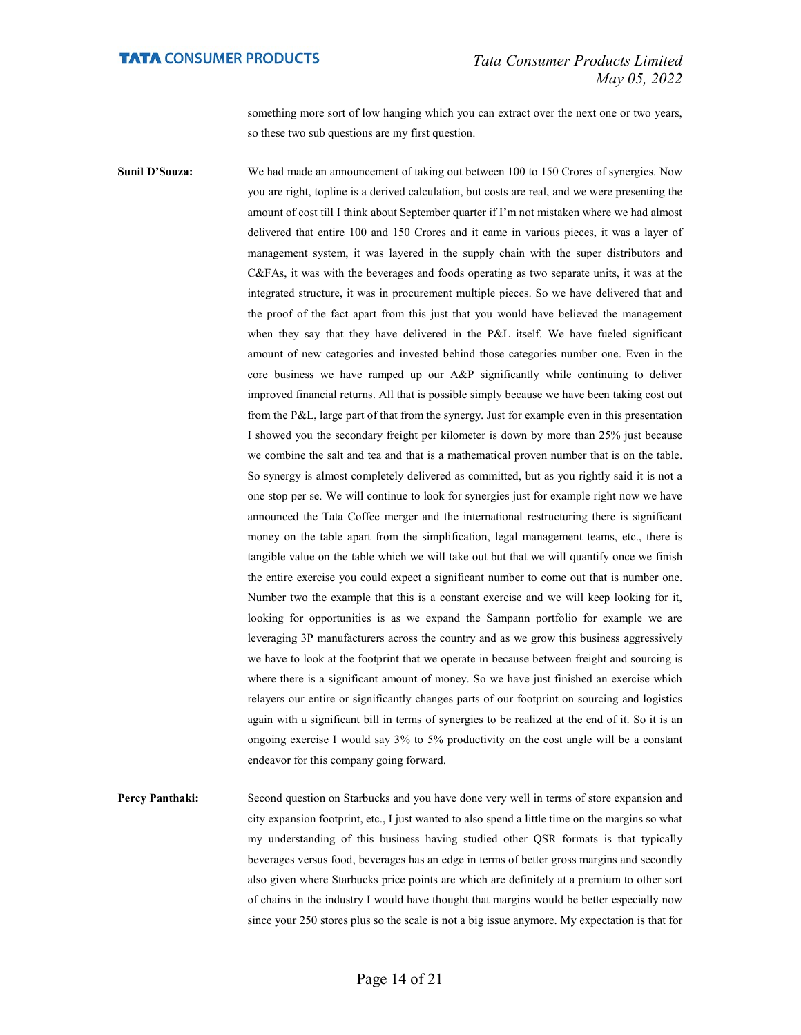something more sort of low hanging which you can extract over the next one or two years, so these two sub questions are my first question.

**Sunil D'Souza:** We had made an announcement of taking out between 100 to 150 Crores of synergies. Now you are right, topline is a derived calculation, but costs are real, and we were presenting the amount of cost till I think about September quarter if I'm not mistaken where we had almost delivered that entire 100 and 150 Crores and it came in various pieces, it was a layer of management system, it was layered in the supply chain with the super distributors and C&FAs, it was with the beverages and foods operating as two separate units, it was at the integrated structure, it was in procurement multiple pieces. So we have delivered that and the proof of the fact apart from this just that you would have believed the management when they say that they have delivered in the P&L itself. We have fueled significant amount of new categories and invested behind those categories number one. Even in the core business we have ramped up our A&P significantly while continuing to deliver improved financial returns. All that is possible simply because we have been taking cost out from the P&L, large part of that from the synergy. Just for example even in this presentation I showed you the secondary freight per kilometer is down by more than 25% just because we combine the salt and tea and that is a mathematical proven number that is on the table. So synergy is almost completely delivered as committed, but as you rightly said it is not a one stop per se. We will continue to look for synergies just for example right now we have announced the Tata Coffee merger and the international restructuring there is significant money on the table apart from the simplification, legal management teams, etc., there is tangible value on the table which we will take out but that we will quantify once we finish the entire exercise you could expect a significant number to come out that is number one. Number two the example that this is a constant exercise and we will keep looking for it, looking for opportunities is as we expand the Sampann portfolio for example we are leveraging 3P manufacturers across the country and as we grow this business aggressively we have to look at the footprint that we operate in because between freight and sourcing is where there is a significant amount of money. So we have just finished an exercise which relayers our entire or significantly changes parts of our footprint on sourcing and logistics again with a significant bill in terms of synergies to be realized at the end of it. So it is an ongoing exercise I would say 3% to 5% productivity on the cost angle will be a constant endeavor for this company going forward.

**Percy Panthaki:** Second question on Starbucks and you have done very well in terms of store expansion and city expansion footprint, etc., I just wanted to also spend a little time on the margins so what my understanding of this business having studied other QSR formats is that typically beverages versus food, beverages has an edge in terms of better gross margins and secondly also given where Starbucks price points are which are definitely at a premium to other sort of chains in the industry I would have thought that margins would be better especially now since your 250 stores plus so the scale is not a big issue anymore. My expectation is that for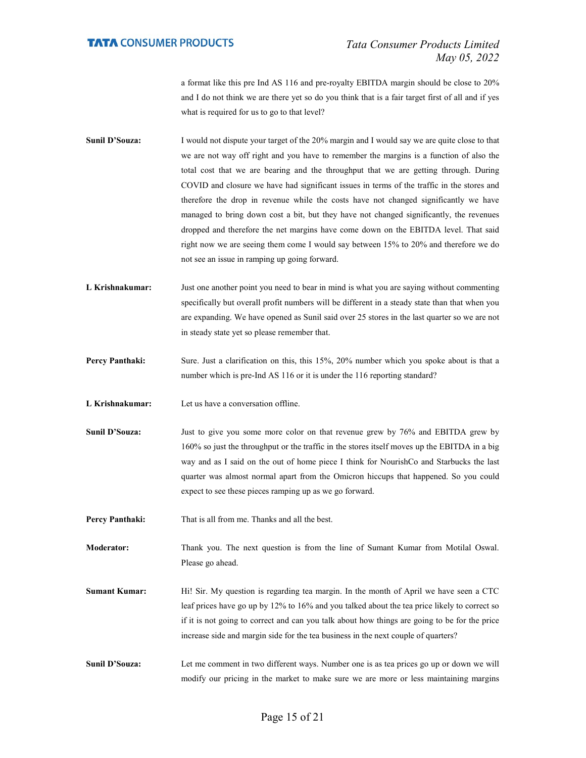a format like this pre Ind AS 116 and pre-royalty EBITDA margin should be close to 20% and I do not think we are there yet so do you think that is a fair target first of all and if yes what is required for us to go to that level?

**Sunil D'Souza:** I would not dispute your target of the 20% margin and I would say we are quite close to that we are not way off right and you have to remember the margins is a function of also the total cost that we are bearing and the throughput that we are getting through. During COVID and closure we have had significant issues in terms of the traffic in the stores and therefore the drop in revenue while the costs have not changed significantly we have managed to bring down cost a bit, but they have not changed significantly, the revenues dropped and therefore the net margins have come down on the EBITDA level. That said right now we are seeing them come I would say between 15% to 20% and therefore we do not see an issue in ramping up going forward.

**L Krishnakumar:** Just one another point you need to bear in mind is what you are saying without commenting specifically but overall profit numbers will be different in a steady state than that when you are expanding. We have opened as Sunil said over 25 stores in the last quarter so we are not in steady state yet so please remember that.

**Percy Panthaki:** Sure. Just a clarification on this, this 15%, 20% number which you spoke about is that a number which is pre-Ind AS 116 or it is under the 116 reporting standard?

**L Krishnakumar:** Let us have a conversation offline.

**Sunil D'Souza:** Just to give you some more color on that revenue grew by 76% and EBITDA grew by 160% so just the throughput or the traffic in the stores itself moves up the EBITDA in a big way and as I said on the out of home piece I think for NourishCo and Starbucks the last quarter was almost normal apart from the Omicron hiccups that happened. So you could expect to see these pieces ramping up as we go forward.

**Percy Panthaki:** That is all from me. Thanks and all the best.

**Moderator:** Thank you. The next question is from the line of Sumant Kumar from Motilal Oswal. Please go ahead.

**Sumant Kumar:** Hi! Sir. My question is regarding tea margin. In the month of April we have seen a CTC leaf prices have go up by 12% to 16% and you talked about the tea price likely to correct so if it is not going to correct and can you talk about how things are going to be for the price increase side and margin side for the tea business in the next couple of quarters?

**Sunil D'Souza:** Let me comment in two different ways. Number one is as tea prices go up or down we will modify our pricing in the market to make sure we are more or less maintaining margins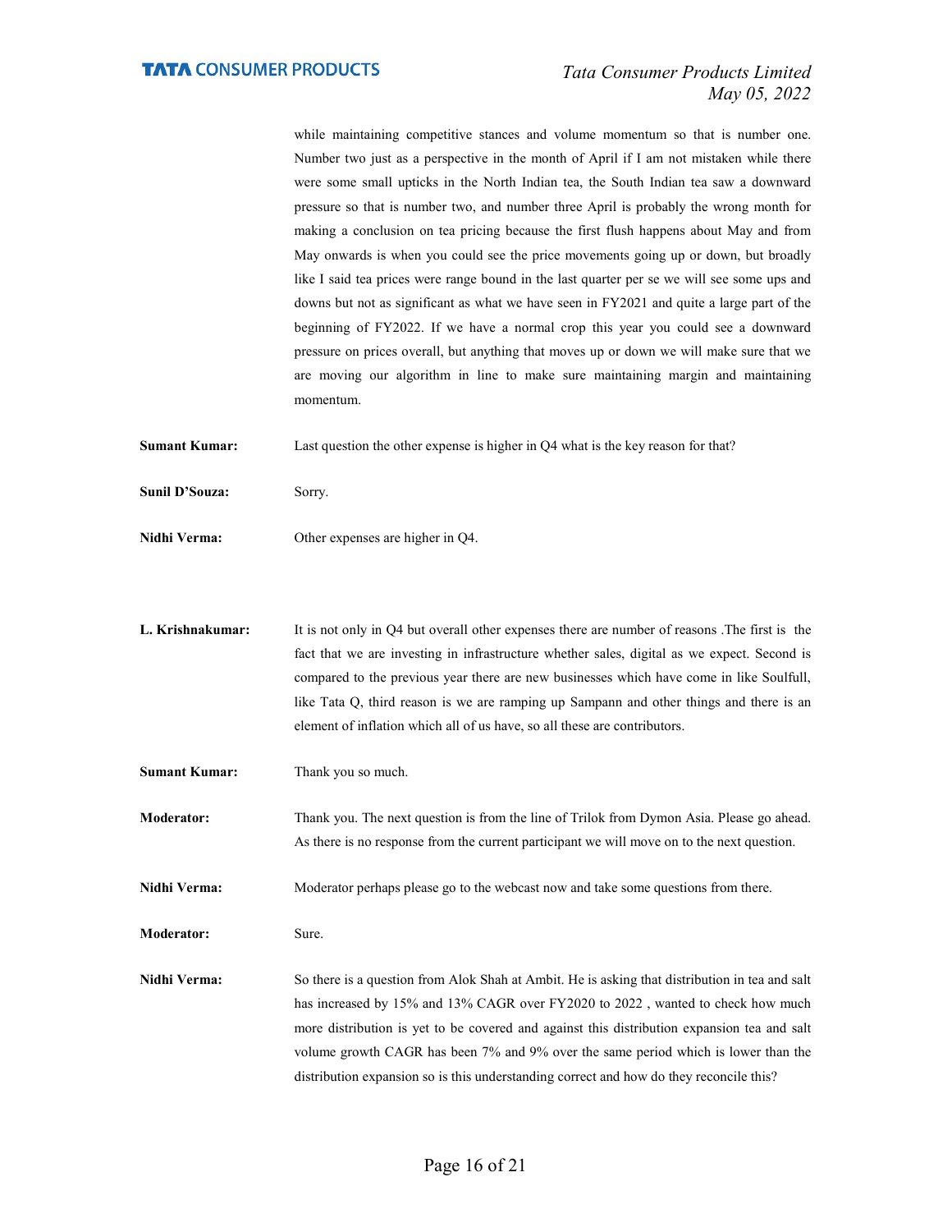while maintaining competitive stances and volume momentum so that is number one. Number two just as a perspective in the month of April if I am not mistaken while there were some small upticks in the North Indian tea, the South Indian tea saw a downward pressure so that is number two, and number three April is probably the wrong month for making a conclusion on tea pricing because the first flush happens about May and from May onwards is when you could see the price movements going up or down, but broadly like I said tea prices were range bound in the last quarter per se we will see some ups and downs but not as significant as what we have seen in FY2021 and quite a large part of the beginning of FY2022. If we have a normal crop this year you could see a downward pressure on prices overall, but anything that moves up or down we will make sure that we are moving our algorithm in line to make sure maintaining margin and maintaining momentum.

**Sumant Kumar:** Last question the other expense is higher in Q4 what is the key reason for that?

**Sunil D'Souza:** Sorry.

**Nidhi Verma:** Other expenses are higher in Q4.

**L. Krishnakumar:** It is not only in Q4 but overall other expenses there are number of reasons .The first is the fact that we are investing in infrastructure whether sales, digital as we expect. Second is compared to the previous year there are new businesses which have come in like Soulfull, like Tata Q, third reason is we are ramping up Sampann and other things and there is an element of inflation which all of us have, so all these are contributors.

**Sumant Kumar:** Thank you so much.

**Moderator:** Thank you. The next question is from the line of Trilok from Dymon Asia. Please go ahead. As there is no response from the current participant we will move on to the next question.

**Nidhi Verma:** Moderator perhaps please go to the webcast now and take some questions from there.

**Moderator:** Sure.

**Nidhi Verma:** So there is a question from Alok Shah at Ambit. He is asking that distribution in tea and salt has increased by 15% and 13% CAGR over FY2020 to 2022 , wanted to check how much more distribution is yet to be covered and against this distribution expansion tea and salt volume growth CAGR has been 7% and 9% over the same period which is lower than the distribution expansion so is this understanding correct and how do they reconcile this?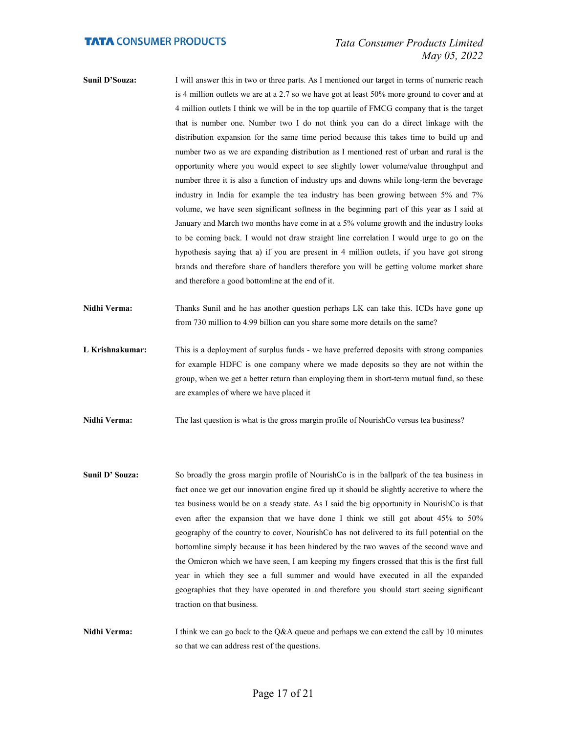**Sunil D'Souza:** I will answer this in two or three parts. As I mentioned our target in terms of numeric reach is 4 million outlets we are at a 2.7 so we have got at least 50% more ground to cover and at 4 million outlets I think we will be in the top quartile of FMCG company that is the target that is number one. Number two I do not think you can do a direct linkage with the distribution expansion for the same time period because this takes time to build up and number two as we are expanding distribution as I mentioned rest of urban and rural is the opportunity where you would expect to see slightly lower volume/value throughput and number three it is also a function of industry ups and downs while long-term the beverage industry in India for example the tea industry has been growing between 5% and 7% volume, we have seen significant softness in the beginning part of this year as I said at January and March two months have come in at a 5% volume growth and the industry looks to be coming back. I would not draw straight line correlation I would urge to go on the hypothesis saying that a) if you are present in 4 million outlets, if you have got strong brands and therefore share of handlers therefore you will be getting volume market share and therefore a good bottomline at the end of it.

**Nidhi Verma:** Thanks Sunil and he has another question perhaps LK can take this. ICDs have gone up from 730 million to 4.99 billion can you share some more details on the same?

**L Krishnakumar:** This is a deployment of surplus funds - we have preferred deposits with strong companies for example HDFC is one company where we made deposits so they are not within the group, when we get a better return than employing them in short-term mutual fund, so these are examples of where we have placed it

**Nidhi Verma:** The last question is what is the gross margin profile of NourishCo versus tea business?

**Sunil D' Souza:** So broadly the gross margin profile of NourishCo is in the ballpark of the tea business in fact once we get our innovation engine fired up it should be slightly accretive to where the tea business would be on a steady state. As I said the big opportunity in NourishCo is that even after the expansion that we have done I think we still got about 45% to 50% geography of the country to cover, NourishCo has not delivered to its full potential on the bottomline simply because it has been hindered by the two waves of the second wave and the Omicron which we have seen, I am keeping my fingers crossed that this is the first full year in which they see a full summer and would have executed in all the expanded geographies that they have operated in and therefore you should start seeing significant traction on that business.

**Nidhi Verma:** I think we can go back to the Q&A queue and perhaps we can extend the call by 10 minutes so that we can address rest of the questions.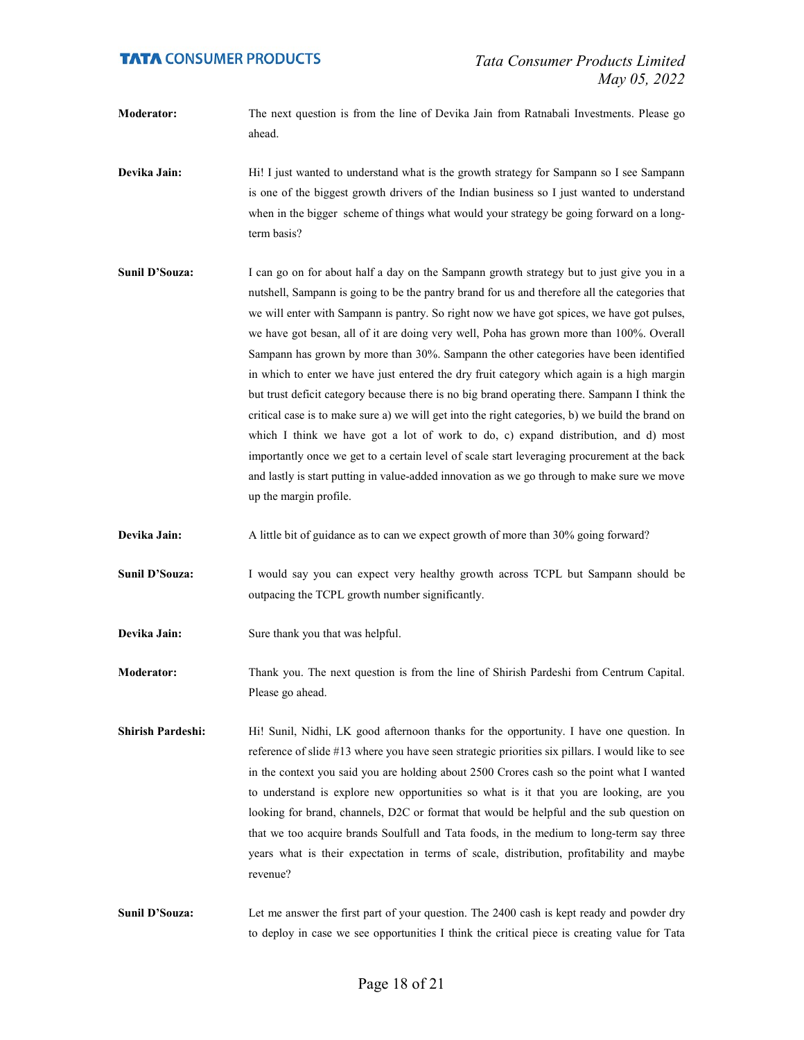**Moderator:** The next question is from the line of Devika Jain from Ratnabali Investments. Please go ahead.

**Devika Jain:** Hi! I just wanted to understand what is the growth strategy for Sampann so I see Sampann is one of the biggest growth drivers of the Indian business so I just wanted to understand when in the bigger scheme of things what would your strategy be going forward on a long-term basis?

**Sunil D'Souza:** I can go on for about half a day on the Sampann growth strategy but to just give you in a nutshell, Sampann is going to be the pantry brand for us and therefore all the categories that we will enter with Sampann is pantry. So right now we have got spices, we have got pulses, we have got besan, all of it are doing very well, Poha has grown more than 100%. Overall Sampann has grown by more than 30%. Sampann the other categories have been identified in which to enter we have just entered the dry fruit category which again is a high margin but trust deficit category because there is no big brand operating there. Sampann I think the critical case is to make sure a) we will get into the right categories, b) we build the brand on which I think we have got a lot of work to do, c) expand distribution, and d) most importantly once we get to a certain level of scale start leveraging procurement at the back and lastly is start putting in value-added innovation as we go through to make sure we move up the margin profile.

**Devika Jain:** A little bit of guidance as to can we expect growth of more than 30% going forward?

**Sunil D'Souza:** I would say you can expect very healthy growth across TCPL but Sampann should be outpacing the TCPL growth number significantly.

**Devika Jain:** Sure thank you that was helpful.

**Moderator:** Thank you. The next question is from the line of Shirish Pardeshi from Centrum Capital. Please go ahead.

**Shirish Pardeshi:** Hi! Sunil, Nidhi, LK good afternoon thanks for the opportunity. I have one question. In reference of slide #13 where you have seen strategic priorities six pillars. I would like to see in the context you said you are holding about 2500 Crores cash so the point what I wanted to understand is explore new opportunities so what is it that you are looking, are you looking for brand, channels, D2C or format that would be helpful and the sub question on that we too acquire brands Soulfull and Tata foods, in the medium to long-term say three years what is their expectation in terms of scale, distribution, profitability and maybe revenue?

**Sunil D'Souza:** Let me answer the first part of your question. The 2400 cash is kept ready and powder dry to deploy in case we see opportunities I think the critical piece is creating value for Tata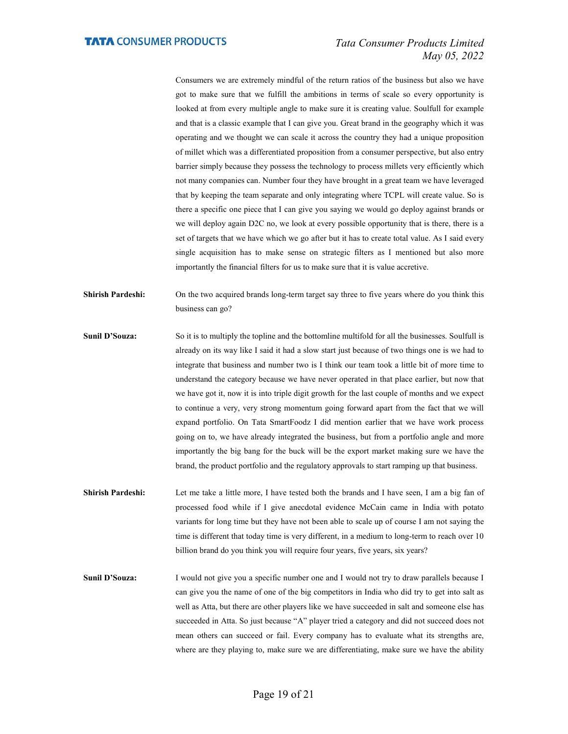Consumers we are extremely mindful of the return ratios of the business but also we have got to make sure that we fulfill the ambitions in terms of scale so every opportunity is looked at from every multiple angle to make sure it is creating value. Soulfull for example and that is a classic example that I can give you. Great brand in the geography which it was operating and we thought we can scale it across the country they had a unique proposition of millet which was a differentiated proposition from a consumer perspective, but also entry barrier simply because they possess the technology to process millets very efficiently which not many companies can. Number four they have brought in a great team we have leveraged that by keeping the team separate and only integrating where TCPL will create value. So is there a specific one piece that I can give you saying we would go deploy against brands or we will deploy again D2C no, we look at every possible opportunity that is there, there is a set of targets that we have which we go after but it has to create total value. As I said every single acquisition has to make sense on strategic filters as I mentioned but also more importantly the financial filters for us to make sure that it is value accretive.

**Shirish Pardeshi:** On the two acquired brands long-term target say three to five years where do you think this business can go?

**Sunil D'Souza:** So it is to multiply the topline and the bottomline multifold for all the businesses. Soulfull is already on its way like I said it had a slow start just because of two things one is we had to integrate that business and number two is I think our team took a little bit of more time to understand the category because we have never operated in that place earlier, but now that we have got it, now it is into triple digit growth for the last couple of months and we expect to continue a very, very strong momentum going forward apart from the fact that we will expand portfolio. On Tata SmartFoodz I did mention earlier that we have work process going on to, we have already integrated the business, but from a portfolio angle and more importantly the big bang for the buck will be the export market making sure we have the brand, the product portfolio and the regulatory approvals to start ramping up that business.

**Shirish Pardeshi:** Let me take a little more, I have tested both the brands and I have seen, I am a big fan of processed food while if I give anecdotal evidence McCain came in India with potato variants for long time but they have not been able to scale up of course I am not saying the time is different that today time is very different, in a medium to long-term to reach over 10 billion brand do you think you will require four years, five years, six years?

**Sunil D'Souza:** I would not give you a specific number one and I would not try to draw parallels because I can give you the name of one of the big competitors in India who did try to get into salt as well as Atta, but there are other players like we have succeeded in salt and someone else has succeeded in Atta. So just because "A" player tried a category and did not succeed does not mean others can succeed or fail. Every company has to evaluate what its strengths are, where are they playing to, make sure we are differentiating, make sure we have the ability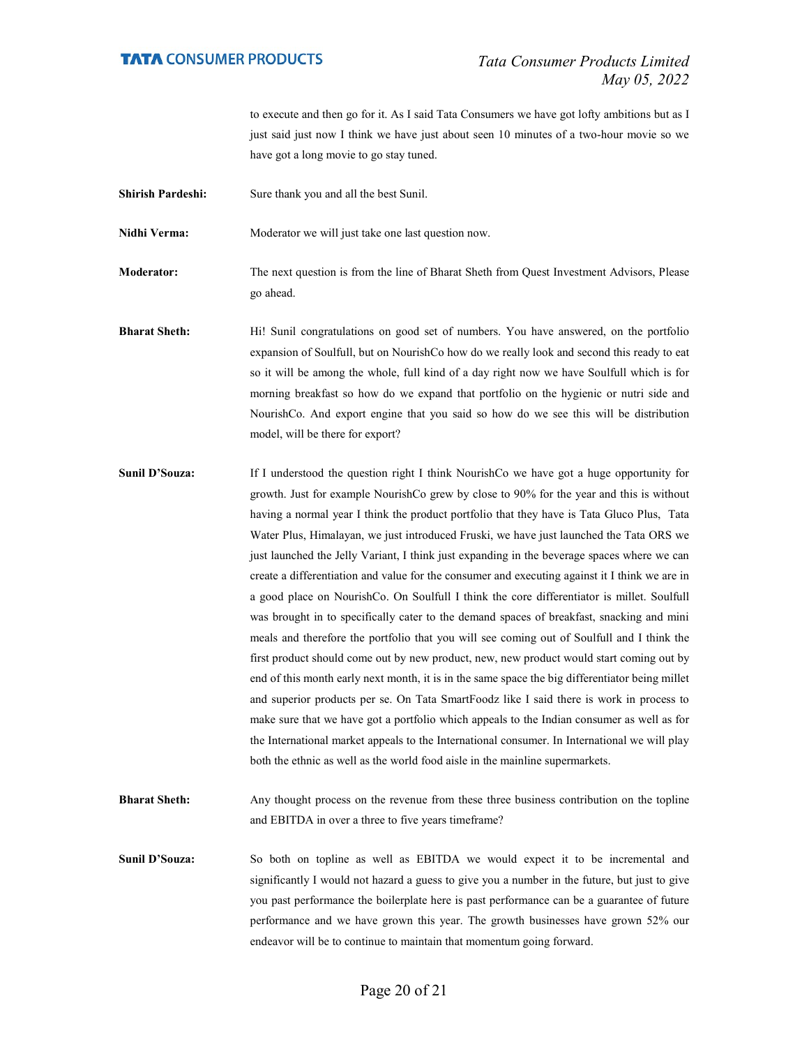to execute and then go for it. As I said Tata Consumers we have got lofty ambitions but as I just said just now I think we have just about seen 10 minutes of a two-hour movie so we have got a long movie to go stay tuned.

**Shirish Pardeshi:** Sure thank you and all the best Sunil.

**Nidhi Verma:** Moderator we will just take one last question now.

**Moderator:** The next question is from the line of Bharat Sheth from Quest Investment Advisors, Please go ahead.

**Bharat Sheth:** Hi! Sunil congratulations on good set of numbers. You have answered, on the portfolio expansion of Soulfull, but on NourishCo how do we really look and second this ready to eat so it will be among the whole, full kind of a day right now we have Soulfull which is for morning breakfast so how do we expand that portfolio on the hygienic or nutri side and NourishCo. And export engine that you said so how do we see this will be distribution model, will be there for export?

**Sunil D'Souza:** If I understood the question right I think NourishCo we have got a huge opportunity for growth. Just for example NourishCo grew by close to 90% for the year and this is without having a normal year I think the product portfolio that they have is Tata Gluco Plus, Tata Water Plus, Himalayan, we just introduced Fruski, we have just launched the Tata ORS we just launched the Jelly Variant, I think just expanding in the beverage spaces where we can create a differentiation and value for the consumer and executing against it I think we are in a good place on NourishCo. On Soulfull I think the core differentiator is millet. Soulfull was brought in to specifically cater to the demand spaces of breakfast, snacking and mini meals and therefore the portfolio that you will see coming out of Soulfull and I think the first product should come out by new product, new, new product would start coming out by end of this month early next month, it is in the same space the big differentiator being millet and superior products per se. On Tata SmartFoodz like I said there is work in process to make sure that we have got a portfolio which appeals to the Indian consumer as well as for the International market appeals to the International consumer. In International we will play both the ethnic as well as the world food aisle in the mainline supermarkets.

**Bharat Sheth:** Any thought process on the revenue from these three business contribution on the topline and EBITDA in over a three to five years timeframe?

**Sunil D'Souza:** So both on topline as well as EBITDA we would expect it to be incremental and significantly I would not hazard a guess to give you a number in the future, but just to give you past performance the boilerplate here is past performance can be a guarantee of future performance and we have grown this year. The growth businesses have grown 52% our endeavor will be to continue to maintain that momentum going forward.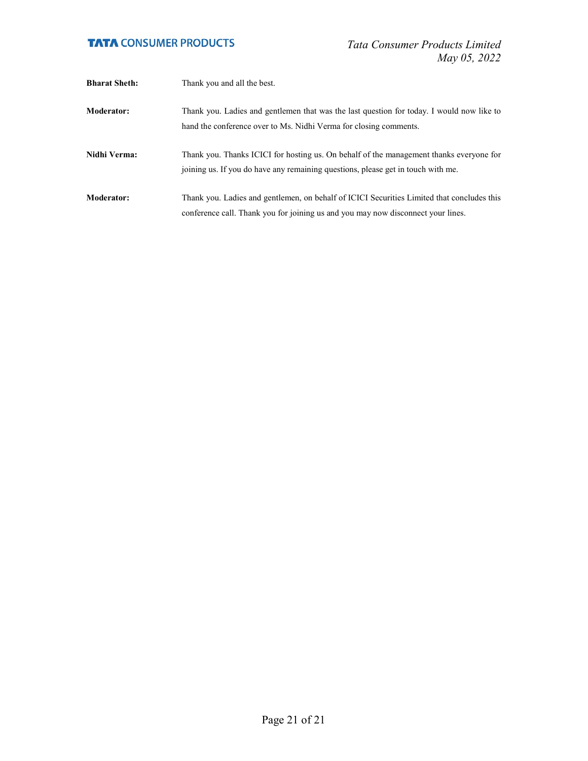**Bharat Sheth:** Thank you and all the best.

**Moderator:** Thank you. Ladies and gentlemen that was the last question for today. I would now like to hand the conference over to Ms. Nidhi Verma for closing comments.

**Nidhi Verma:** Thank you. Thanks ICICI for hosting us. On behalf of the management thanks everyone for joining us. If you do have any remaining questions, please get in touch with me.

**Moderator:** Thank you. Ladies and gentlemen, on behalf of ICICI Securities Limited that concludes this conference call. Thank you for joining us and you may now disconnect your lines.